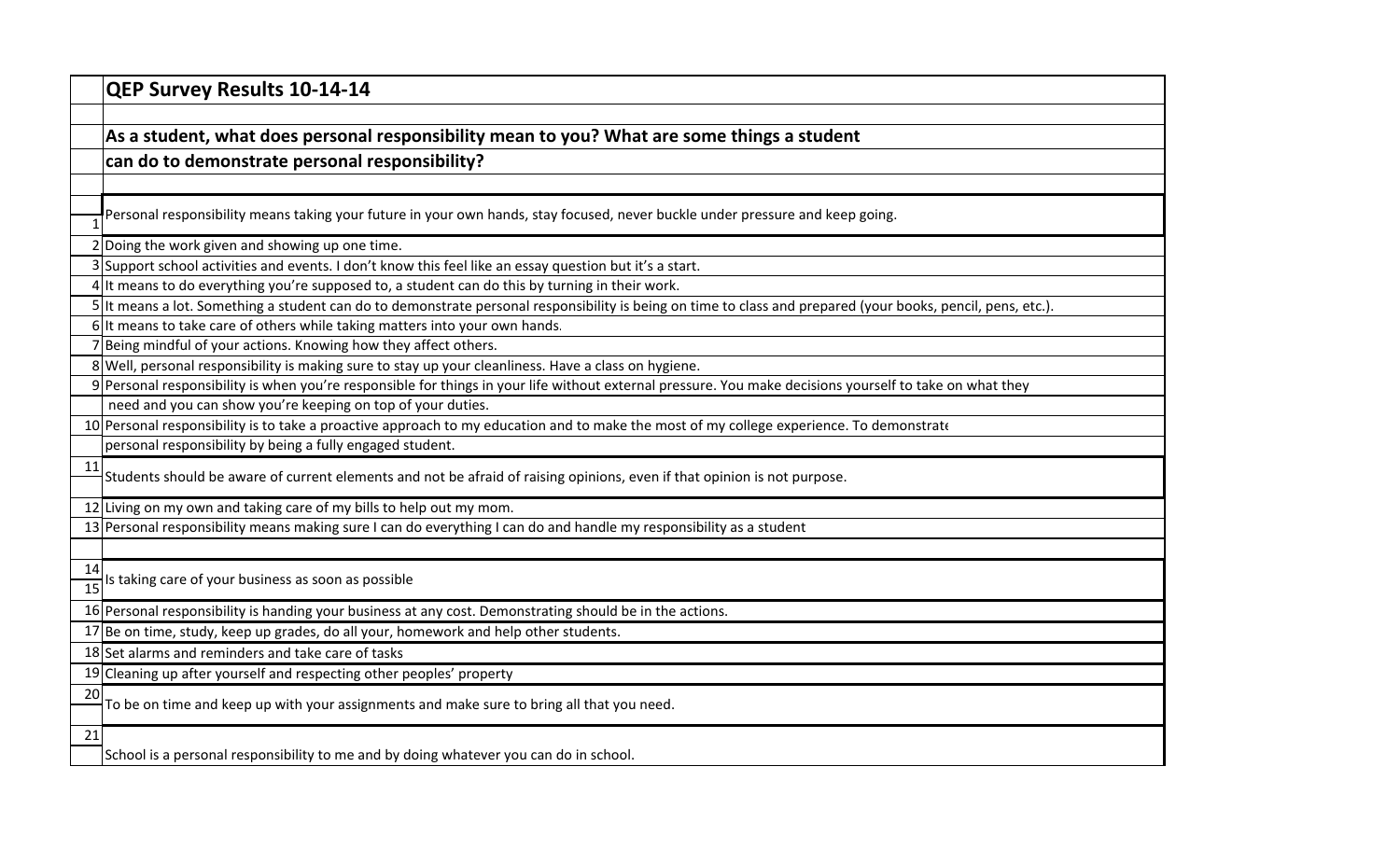# QEP Survey Results 10-14-14

## As a student, what does personal responsibility mean to you? What are some things a student can do to demonstrate personal responsibility?

| # | Response |
|---|---|
| 1 | Personal responsibility means taking your future in your own hands, stay focused, never buckle under pressure and keep going. |
| 2 | Doing the work given and showing up one time. |
| 3 | Support school activities and events. I don't know this feel like an essay question but it's a start. |
| 4 | It means to do everything you're supposed to, a student can do this by turning in their work. |
| 5 | It means a lot. Something a student can do to demonstrate personal responsibility is being on time to class and prepared (your books, pencil, pens, etc.). |
| 6 | It means to take care of others while taking matters into your own hands. |
| 7 | Being mindful of your actions. Knowing how they affect others. |
| 8 | Well, personal responsibility is making sure to stay up your cleanliness. Have a class on hygiene. |
| 9 | Personal responsibility is when you're responsible for things in your life without external pressure. You make decisions yourself to take on what they need and you can show you're keeping on top of your duties. |
| 10 | Personal responsibility is to take a proactive approach to my education and to make the most of my college experience. To demonstrate personal responsibility by being a fully engaged student. |
| 11 | Students should be aware of current elements and not be afraid of raising opinions, even if that opinion is not purpose. |
| 12 | Living on my own and taking care of my bills to help out my mom. |
| 13 | Personal responsibility means making sure I can do everything I can do and handle my responsibility as a student |
| 14 | Is taking care of your business as soon as possible |
| 15 | |
| 16 | Personal responsibility is handing your business at any cost. Demonstrating should be in the actions. |
| 17 | Be on time, study, keep up grades, do all your, homework and help other students. |
| 18 | Set alarms and reminders and take care of tasks |
| 19 | Cleaning up after yourself and respecting other peoples' property |
| 20 | To be on time and keep up with your assignments and make sure to bring all that you need. |
| 21 | School is a personal responsibility to me and by doing whatever you can do in school. |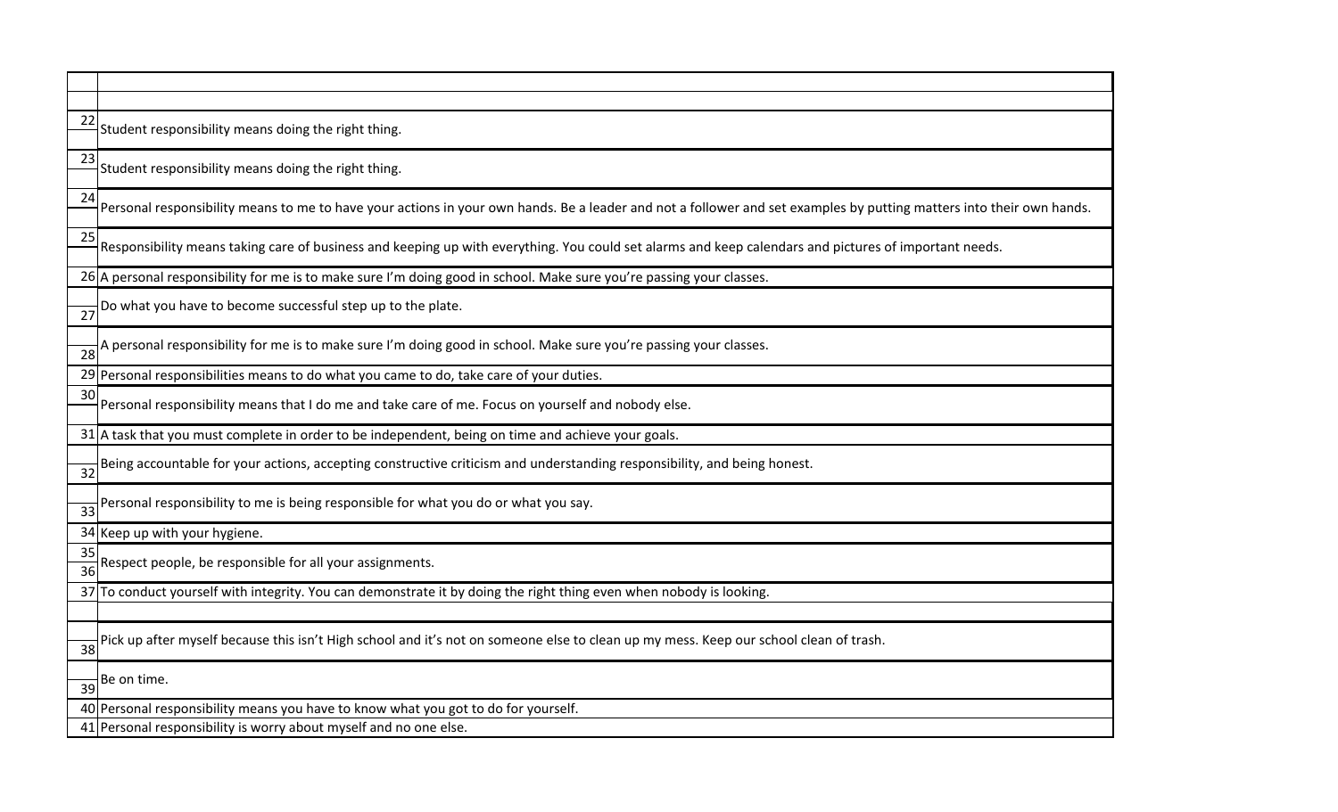| | |
|---|---|
| | |
| 22 | Student responsibility means doing the right thing. |
| 23 | Student responsibility means doing the right thing. |
| 24 | Personal responsibility means to me to have your actions in your own hands. Be a leader and not a follower and set examples by putting matters into their own hands. |
| 25 | Responsibility means taking care of business and keeping up with everything. You could set alarms and keep calendars and pictures of important needs. |
| 26 | A personal responsibility for me is to make sure I'm doing good in school. Make sure you're passing your classes. |
| 27 | Do what you have to become successful step up to the plate. |
| 28 | A personal responsibility for me is to make sure I'm doing good in school. Make sure you're passing your classes. |
| 29 | Personal responsibilities means to do what you came to do, take care of your duties. |
| 30 | Personal responsibility means that I do me and take care of me. Focus on yourself and nobody else. |
| 31 | A task that you must complete in order to be independent, being on time and achieve your goals. |
| 32 | Being accountable for your actions, accepting constructive criticism and understanding responsibility, and being honest. |
| 33 | Personal responsibility to me is being responsible for what you do or what you say. |
| 34 | Keep up with your hygiene. |
| 35 36 | Respect people, be responsible for all your assignments. |
| 37 | To conduct yourself with integrity. You can demonstrate it by doing the right thing even when nobody is looking. |
| | |
| 38 | Pick up after myself because this isn't High school and it's not on someone else to clean up my mess. Keep our school clean of trash. |
| 39 | Be on time. |
| 40 | Personal responsibility means you have to know what you got to do for yourself. |
| 41 | Personal responsibility is worry about myself and no one else. |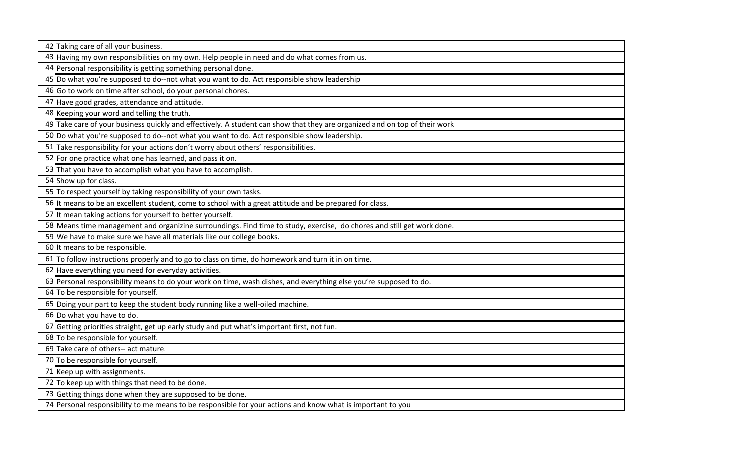| | |
|---|---|
| 42 | Taking care of all your business. |
| 43 | Having my own responsibilities on my own. Help people in need and do what comes from us. |
| 44 | Personal responsibility is getting something personal done. |
| 45 | Do what you're supposed to do--not what you want to do. Act responsible show leadership |
| 46 | Go to work on time after school, do your personal chores. |
| 47 | Have good grades, attendance and attitude. |
| 48 | Keeping your word and telling the truth. |
| 49 | Take care of your business quickly and effectively. A student can show that they are organized and on top of their work |
| 50 | Do what you're supposed to do--not what you want to do. Act responsible show leadership. |
| 51 | Take responsibility for your actions don't worry about others' responsibilities. |
| 52 | For one practice what one has learned, and pass it on. |
| 53 | That you have to accomplish what you have to accomplish. |
| 54 | Show up for class. |
| 55 | To respect yourself by taking responsibility of your own tasks. |
| 56 | It means to be an excellent student, come to school with a great attitude and be prepared for class. |
| 57 | It mean taking actions for yourself to better yourself. |
| 58 | Means time management and organizine surroundings. Find time to study, exercise, do chores and still get work done. |
| 59 | We have to make sure we have all materials like our college books. |
| 60 | It means to be responsible. |
| 61 | To follow instructions properly and to go to class on time, do homework and turn it in on time. |
| 62 | Have everything you need for everyday activities. |
| 63 | Personal responsibility means to do your work on time, wash dishes, and everything else you're supposed to do. |
| 64 | To be responsible for yourself. |
| 65 | Doing your part to keep the student body running like a well-oiled machine. |
| 66 | Do what you have to do. |
| 67 | Getting priorities straight, get up early study and put what's important first, not fun. |
| 68 | To be responsible for yourself. |
| 69 | Take care of others-- act mature. |
| 70 | To be responsible for yourself. |
| 71 | Keep up with assignments. |
| 72 | To keep up with things that need to be done. |
| 73 | Getting things done when they are supposed to be done. |
| 74 | Personal responsibility to me means to be responsible for your actions and know what is important to you |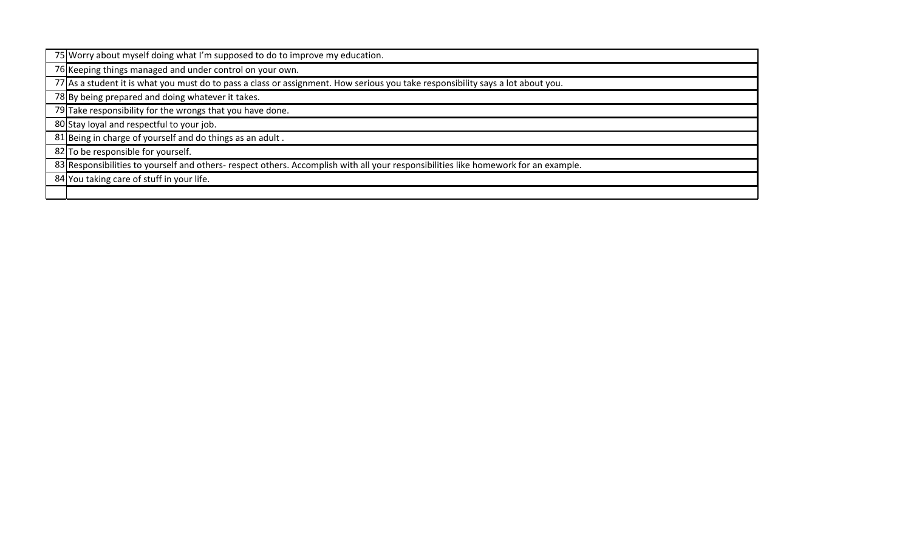| | |
|---|---|
| 75 | Worry about myself doing what I’m supposed to do to improve my education. |
| 76 | Keeping things managed and under control on your own. |
| 77 | As a student it is what you must do to pass a class or assignment. How serious you take responsibility says a lot about you. |
| 78 | By being prepared and doing whatever it takes. |
| 79 | Take responsibility for the wrongs that you have done. |
| 80 | Stay loyal and respectful to your job. |
| 81 | Being in charge of yourself and do things as an adult . |
| 82 | To be responsible for yourself. |
| 83 | Responsibilities to yourself and others- respect others. Accomplish with all your responsibilities like homework for an example. |
| 84 | You taking care of stuff in your life. |
| | |